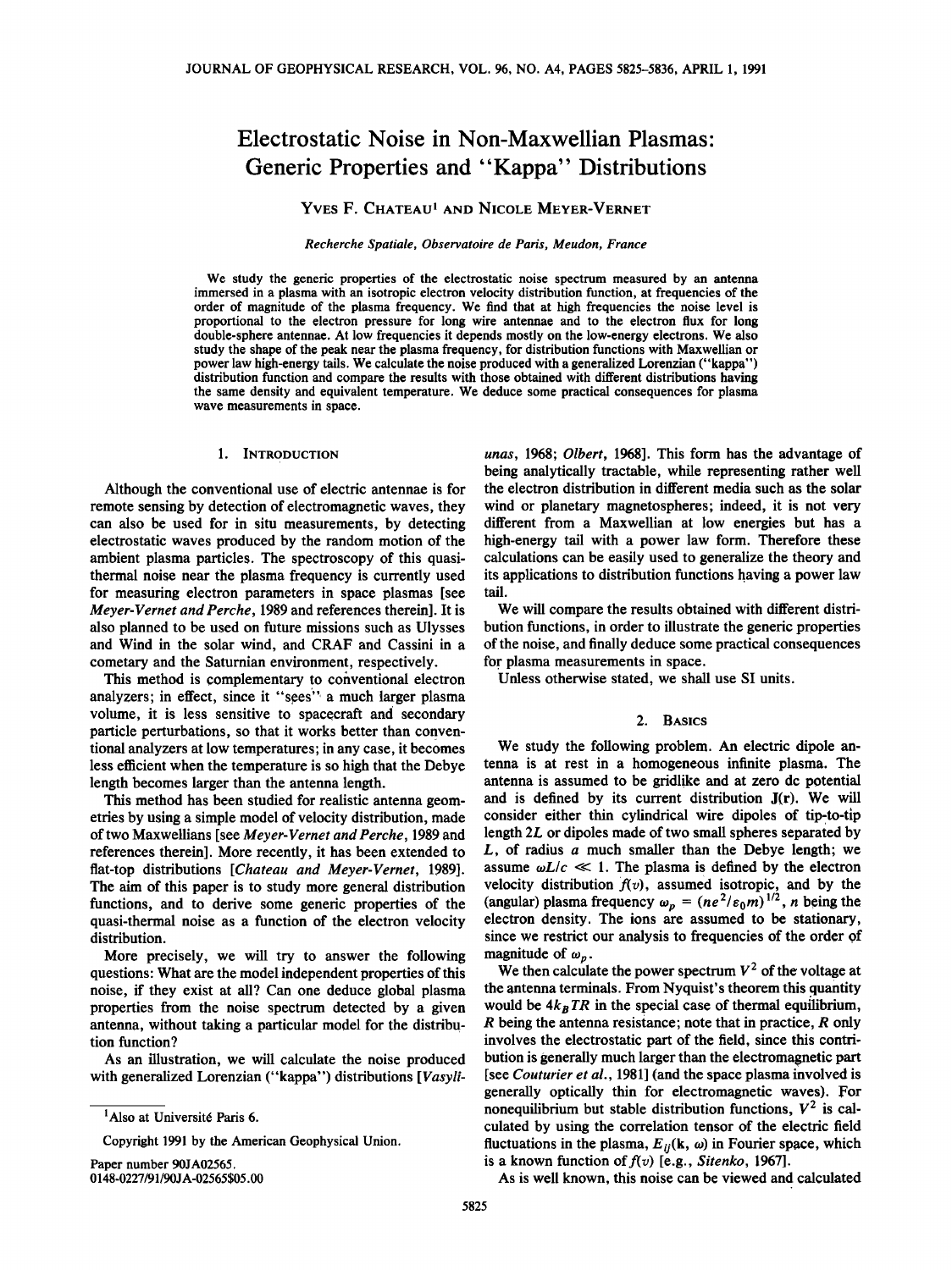# Electrostatic Noise in Non-Maxwellian Plasmas: Generic Properties and "Kappa" Distributions

YVES F. CHATEAU[1] AND NICOLE MEYER-VERNET

*Recherche Spatiale, Observatoire de Paris, Meudon, France*

We study the generic properties of the electrostatic noise spectrum measured by an antenna immersed in a plasma with an isotropic electron velocity distribution function, at frequencies of the order of magnitude of the plasma frequency. We find that at high frequencies the noise level is proportional to the electron pressure for long wire antennae and to the electron flux for long double-sphere antennae. At low frequencies it depends mostly on the low-energy electrons. We also study the shape of the peak near the plasma frequency, for distribution functions with Maxwellian or power law high-energy tails. We calculate the noise produced with a generalized Lorenzian ("kappa") distribution function and compare the results with those obtained with different distributions having the same density and equivalent temperature. We deduce some practical consequences for plasma wave measurements in space.

## 1. Introduction

Although the conventional use of electric antennae is for remote sensing by detection of electromagnetic waves, they can also be used for in situ measurements, by detecting electrostatic waves produced by the random motion of the ambient plasma particles. The spectroscopy of this quasi-thermal noise near the plasma frequency is currently used for measuring electron parameters in space plasmas [see *Meyer-Vernet and Perche*, 1989 and references therein]. It is also planned to be used on future missions such as Ulysses and Wind in the solar wind, and CRAF and Cassini in a cometary and the Saturnian environment, respectively.

This method is complementary to conventional electron analyzers; in effect, since it "sees" a much larger plasma volume, it is less sensitive to spacecraft and secondary particle perturbations, so that it works better than conventional analyzers at low temperatures; in any case, it becomes less efficient when the temperature is so high that the Debye length becomes larger than the antenna length.

This method has been studied for realistic antenna geometries by using a simple model of velocity distribution, made of two Maxwellians [see *Meyer-Vernet and Perche*, 1989 and references therein]. More recently, it has been extended to flat-top distributions [*Chateau and Meyer-Vernet*, 1989]. The aim of this paper is to study more general distribution functions, and to derive some generic properties of the quasi-thermal noise as a function of the electron velocity distribution.

More precisely, we will try to answer the following questions: What are the model independent properties of this noise, if they exist at all? Can one deduce global plasma properties from the noise spectrum detected by a given antenna, without taking a particular model for the distribution function?

As an illustration, we will calculate the noise produced with generalized Lorenzian ("kappa") distributions [*Vasyliunas*, 1968; *Olbert*, 1968]. This form has the advantage of being analytically tractable, while representing rather well the electron distribution in different media such as the solar wind or planetary magnetospheres; indeed, it is not very different from a Maxwellian at low energies but has a high-energy tail with a power law form. Therefore these calculations can be easily used to generalize the theory and its applications to distribution functions having a power law tail.

We will compare the results obtained with different distribution functions, in order to illustrate the generic properties of the noise, and finally deduce some practical consequences for plasma measurements in space.

Unless otherwise stated, we shall use SI units.

## 2. Basics

We study the following problem. An electric dipole antenna is at rest in a homogeneous infinite plasma. The antenna is assumed to be gridlike and at zero dc potential and is defined by its current distribution $\mathbf{J}(\mathbf{r})$. We will consider either thin cylindrical wire dipoles of tip-to-tip length $2L$ or dipoles made of two small spheres separated by $L$, of radius $a$ much smaller than the Debye length; we assume $\omega L/c \ll 1$. The plasma is defined by the electron velocity distribution $f(v)$, assumed isotropic, and by the (angular) plasma frequency $\omega_p = (ne^2/\varepsilon_0 m)^{1/2}$, $n$ being the electron density. The ions are assumed to be stationary, since we restrict our analysis to frequencies of the order of magnitude of $\omega_p$.

We then calculate the power spectrum $V^2$ of the voltage at the antenna terminals. From Nyquist's theorem this quantity would be $4k_BTR$ in the special case of thermal equilibrium, $R$ being the antenna resistance; note that in practice, $R$ only involves the electrostatic part of the field, since this contribution is generally much larger than the electromagnetic part [see *Couturier et al.*, 1981] (and the space plasma involved is generally optically thin for electromagnetic waves). For nonequilibrium but stable distribution functions, $V^2$ is calculated by using the correlation tensor of the electric field fluctuations in the plasma, $E_{ij}(\mathbf{k}, \omega)$ in Fourier space, which is a known function of $f(v)$ [e.g., *Sitenko*, 1967].

As is well known, this noise can be viewed and calculated

[1]Also at Université Paris 6.

Copyright 1991 by the American Geophysical Union.

Paper number 90JA02565.
0148-0227/91/90JA-02565$05.00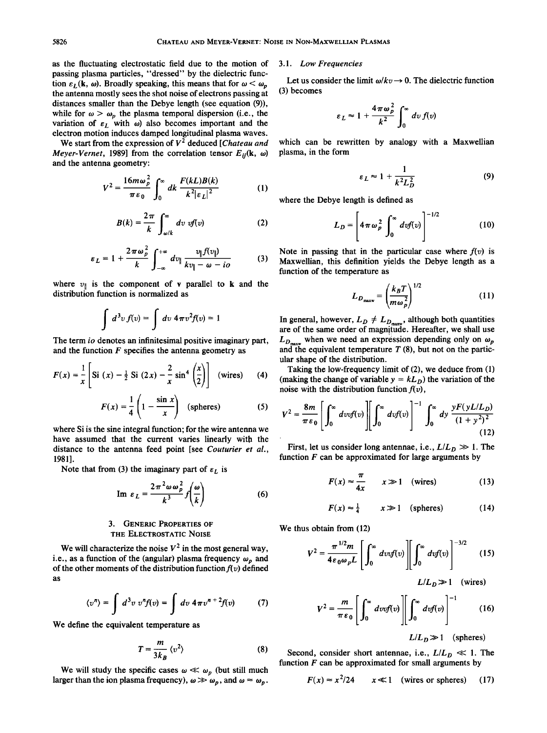as the fluctuating electrostatic field due to the motion of passing plasma particles, "dressed" by the dielectric function $\varepsilon_L(\mathbf{k}, \omega)$. Broadly speaking, this means that for $\omega < \omega_p$ the antenna mostly sees the shot noise of electrons passing at distances smaller than the Debye length (see equation (9)), while for $\omega > \omega_p$ the plasma temporal dispersion (i.e., the variation of $\varepsilon_L$ with $\omega$) also becomes important and the electron motion induces damped longitudinal plasma waves.

We start from the expression of $V^2$ deduced [*Chateau and Meyer-Vernet*, 1989] from the correlation tensor $E_{ij}(\mathbf{k}, \omega)$ and the antenna geometry:

$$V^2 = \frac{16 m \omega_p^2}{\pi \varepsilon_0} \int_0^\infty dk \, \frac{F(kL)B(k)}{k^2 |\varepsilon_L|^2} \tag{1}$$

$$B(k) = \frac{2\pi}{k} \int_{\omega/k}^\infty dv \, v f(v) \tag{2}$$

$$\varepsilon_L = 1 + \frac{2\pi\omega_p^2}{k} \int_{-\infty}^{+\infty} dv_\parallel \, \frac{v_\parallel f(v_\parallel)}{k v_\parallel - \omega - i o} \tag{3}$$

where $v_\parallel$ is the component of $\mathbf{v}$ parallel to $\mathbf{k}$ and the distribution function is normalized as

$$\int d^3v \, f(v) = \int dv \, 4\pi v^2 f(v) = 1$$

The term $io$ denotes an infinitesimal positive imaginary part, and the function $F$ specifies the antenna geometry as

$$F(x) = \frac{1}{x}\left[\mathrm{Si}\,(x) - \tfrac{1}{2}\,\mathrm{Si}\,(2x) - \frac{2}{x}\sin^4\left(\frac{x}{2}\right)\right] \quad \text{(wires)} \tag{4}$$

$$F(x) = \frac{1}{4}\left(1 - \frac{\sin x}{x}\right) \quad \text{(spheres)} \tag{5}$$

where Si is the sine integral function; for the wire antenna we have assumed that the current varies linearly with the distance to the antenna feed point [see *Couturier et al.*, 1981].

Note that from (3) the imaginary part of $\varepsilon_L$ is

$$\mathrm{Im}\,\varepsilon_L = \frac{2\pi^2 \omega \omega_p^2}{k^3} f\left(\frac{\omega}{k}\right) \tag{6}$$

## 3. Generic Properties of the Electrostatic Noise

We will characterize the noise $V^2$ in the most general way, i.e., as a function of the (angular) plasma frequency $\omega_p$ and of the other moments of the distribution function $f(v)$ defined as

$$\langle v^n \rangle = \int d^3v \, v^n f(v) = \int dv \, 4\pi v^{n+2} f(v) \tag{7}$$

We define the equivalent temperature as

$$T = \frac{m}{3k_B}\langle v^2 \rangle \tag{8}$$

We will study the specific cases $\omega \ll \omega_p$ (but still much larger than the ion plasma frequency), $\omega \gg \omega_p$, and $\omega \approx \omega_p$.

### 3.1. Low Frequencies

Let us consider the limit $\omega/kv \to 0$. The dielectric function (3) becomes

$$\varepsilon_L \approx 1 + \frac{4\pi\omega_p^2}{k^2} \int_0^\infty dv \, f(v)$$

which can be rewritten by analogy with a Maxwellian plasma, in the form

$$\varepsilon_L \approx 1 + \frac{1}{k^2 L_D^2} \tag{9}$$

where the Debye length is defined as

$$L_D = \left[4\pi\omega_p^2 \int_0^\infty dv f(v)\right]^{-1/2} \tag{10}$$

Note in passing that in the particular case where $f(v)$ is Maxwellian, this definition yields the Debye length as a function of the temperature as

$$L_{D_{\text{maxw}}} = \left(\frac{k_B T}{m\omega_p^2}\right)^{1/2} \tag{11}$$

In general, however, $L_D \neq L_{D_{\text{maxw}}}$, although both quantities are of the same order of magnitude. Hereafter, we shall use $L_{D_{\text{maxw}}}$ when we need an expression depending only on $\omega_p$ and the equivalent temperature $T$ (8), but not on the particular shape of the distribution.

Taking the low-frequency limit of (2), we deduce from (1) (making the change of variable $y = kL_D$) the variation of the noise with the distribution function $f(v)$,

$$V^2 = \frac{8m}{\pi\varepsilon_0}\left[\int_0^\infty dv v f(v)\right]\left[\int_0^\infty dv f(v)\right]^{-1} \int_0^\infty dy \, \frac{yF(yL/L_D)}{(1+y^2)^2} \tag{12}$$

First, let us consider long antennae, i.e., $L/L_D \gg 1$. The function $F$ can be approximated for large arguments by

$$F(x) \approx \frac{\pi}{4x} \qquad x \gg 1 \quad \text{(wires)} \tag{13}$$

$$F(x) \approx \tfrac{1}{4} \qquad x \gg 1 \quad \text{(spheres)} \tag{14}$$

We thus obtain from (12)

$$V^2 = \frac{\pi^{1/2} m}{4\varepsilon_0 \omega_p L}\left[\int_0^\infty dv v f(v)\right]\left[\int_0^\infty dv f(v)\right]^{-3/2} \tag{15}$$

$L/L_D \gg 1$ (wires)

$$V^2 = \frac{m}{\pi\varepsilon_0}\left[\int_0^\infty dv v f(v)\right]\left[\int_0^\infty dv f(v)\right]^{-1} \tag{16}$$

$L/L_D \gg 1$ (spheres)

Second, consider short antennae, i.e., $L/L_D \ll 1$. The function $F$ can be approximated for small arguments by

$$F(x) \approx x^2/24 \qquad x \ll 1 \quad \text{(wires or spheres)} \tag{17}$$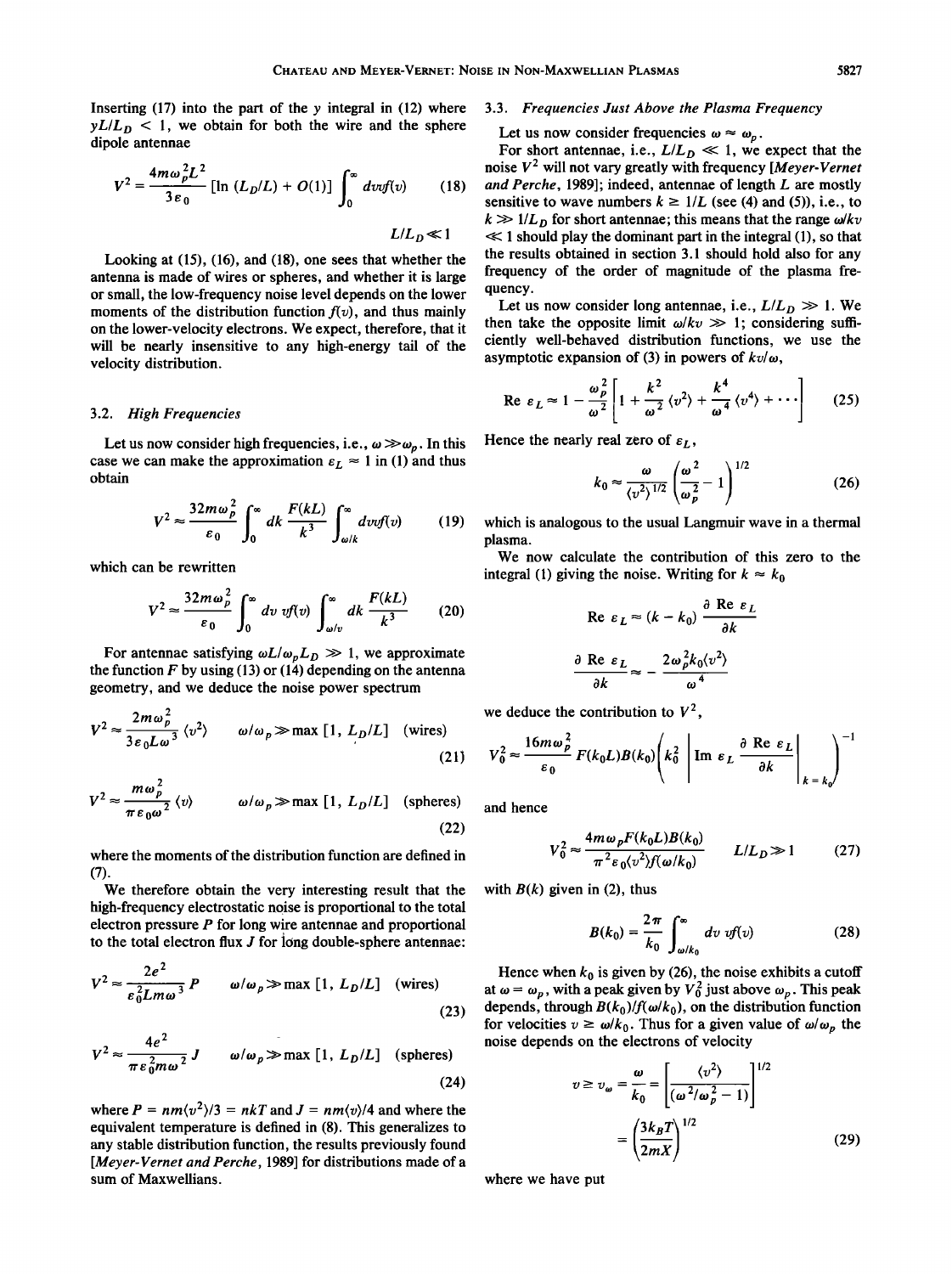Inserting (17) into the part of the $y$ integral in (12) where $yL/L_D < 1$, we obtain for both the wire and the sphere dipole antennae

$$V^2 = \frac{4m\omega_p^2 L^2}{3\varepsilon_0} [\ln (L_D/L) + O(1)] \int_0^\infty dv v f(v) \qquad (18)$$

$$L/L_D \ll 1$$

Looking at (15), (16), and (18), one sees that whether the antenna is made of wires or spheres, and whether it is large or small, the low-frequency noise level depends on the lower moments of the distribution function $f(v)$, and thus mainly on the lower-velocity electrons. We expect, therefore, that it will be nearly insensitive to any high-energy tail of the velocity distribution.

### 3.2. *High Frequencies*

Let us now consider high frequencies, i.e., $\omega \gg \omega_p$. In this case we can make the approximation $\varepsilon_L \approx 1$ in (1) and thus obtain

$$V^2 \approx \frac{32m\omega_p^2}{\varepsilon_0} \int_0^\infty dk \, \frac{F(kL)}{k^3} \int_{\omega/k}^\infty dv v f(v) \qquad (19)$$

which can be rewritten

$$V^2 \approx \frac{32m\omega_p^2}{\varepsilon_0} \int_0^\infty dv \, v f(v) \int_{\omega/v}^\infty dk \, \frac{F(kL)}{k^3} \qquad (20)$$

For antennae satisfying $\omega L/\omega_p L_D \gg 1$, we approximate the function $F$ by using (13) or (14) depending on the antenna geometry, and we deduce the noise power spectrum

$$V^2 \approx \frac{2m\omega_p^2}{3\varepsilon_0 L\omega^3} \langle v^2 \rangle \qquad \omega/\omega_p \gg \max\,[1, L_D/L] \quad \text{(wires)} \qquad (21)$$

$$V^2 \approx \frac{m\omega_p^2}{\pi\varepsilon_0 \omega^2} \langle v \rangle \qquad \omega/\omega_p \gg \max\,[1, L_D/L] \quad \text{(spheres)} \qquad (22)$$

where the moments of the distribution function are defined in (7).

We therefore obtain the very interesting result that the high-frequency electrostatic noise is proportional to the total electron pressure $P$ for long wire antennae and proportional to the total electron flux $J$ for long double-sphere antennae:

$$V^2 \approx \frac{2e^2}{\varepsilon_0^2 Lm\omega^3} P \qquad \omega/\omega_p \gg \max\,[1, L_D/L] \quad \text{(wires)} \qquad (23)$$

$$V^2 \approx \frac{4e^2}{\pi\varepsilon_0^2 m\omega^2} J \qquad \omega/\omega_p \gg \max\,[1, L_D/L] \quad \text{(spheres)} \qquad (24)$$

where $P = nm\langle v^2 \rangle/3 = nkT$ and $J = nm\langle v \rangle/4$ and where the equivalent temperature is defined in (8). This generalizes to any stable distribution function, the results previously found [*Meyer-Vernet and Perche*, 1989] for distributions made of a sum of Maxwellians.

### 3.3. *Frequencies Just Above the Plasma Frequency*

Let us now consider frequencies $\omega \approx \omega_p$.

For short antennae, i.e., $L/L_D \ll 1$, we expect that the noise $V^2$ will not vary greatly with frequency [*Meyer-Vernet and Perche*, 1989]; indeed, antennae of length $L$ are mostly sensitive to wave numbers $k \gtrsim 1/L$ (see (4) and (5)), i.e., to $k \gg 1/L_D$ for short antennae; this means that the range $\omega/kv \ll 1$ should play the dominant part in the integral (1), so that the results obtained in section 3.1 should hold also for any frequency of the order of magnitude of the plasma frequency.

Let us now consider long antennae, i.e., $L/L_D \gg 1$. We then take the opposite limit $\omega/kv \gg 1$; considering sufficiently well-behaved distribution functions, we use the asymptotic expansion of (3) in powers of $kv/\omega$,

$$\text{Re}\, \varepsilon_L \approx 1 - \frac{\omega_p^2}{\omega^2}\left[1 + \frac{k^2}{\omega^2}\langle v^2 \rangle + \frac{k^4}{\omega^4}\langle v^4 \rangle + \cdots\right] \qquad (25)$$

Hence the nearly real zero of $\varepsilon_L$,

$$k_0 \approx \frac{\omega}{\langle v^2 \rangle^{1/2}} \left(\frac{\omega^2}{\omega_p^2} - 1\right)^{1/2} \qquad (26)$$

which is analogous to the usual Langmuir wave in a thermal plasma.

We now calculate the contribution of this zero to the integral (1) giving the noise. Writing for $k \approx k_0$

$$\text{Re}\, \varepsilon_L \approx (k - k_0) \frac{\partial \,\text{Re}\, \varepsilon_L}{\partial k}$$

$$\frac{\partial \,\text{Re}\, \varepsilon_L}{\partial k} \approx -\frac{2\omega_p^2 k_0 \langle v^2 \rangle}{\omega^4}$$

we deduce the contribution to $V^2$,

$$V_0^2 \approx \frac{16m\omega_p^2}{\varepsilon_0} F(k_0 L) B(k_0) \left( k_0^2 \left| \text{Im}\, \varepsilon_L \frac{\partial \,\text{Re}\, \varepsilon_L}{\partial k} \right|_{k=k_0} \right)^{-1}$$

and hence

$$V_0^2 \approx \frac{4m\omega_p F(k_0 L) B(k_0)}{\pi^2 \varepsilon_0 \langle v^2 \rangle f(\omega/k_0)} \qquad L/L_D \gg 1 \qquad (27)$$

with $B(k)$ given in (2), thus

$$B(k_0) = \frac{2\pi}{k_0} \int_{\omega/k_0}^\infty dv \, v f(v) \qquad (28)$$

Hence when $k_0$ is given by (26), the noise exhibits a cutoff at $\omega = \omega_p$, with a peak given by $V_0^2$ just above $\omega_p$. This peak depends, through $B(k_0)/f(\omega/k_0)$, on the distribution function for velocities $v \gtrsim \omega/k_0$. Thus for a given value of $\omega/\omega_p$ the noise depends on the electrons of velocity

$$v \gtrsim v_\omega = \frac{\omega}{k_0} = \left[\frac{\langle v^2 \rangle}{(\omega^2/\omega_p^2 - 1)}\right]^{1/2}$$

$$= \left(\frac{3k_B T}{2mX}\right)^{1/2} \qquad (29)$$

where we have put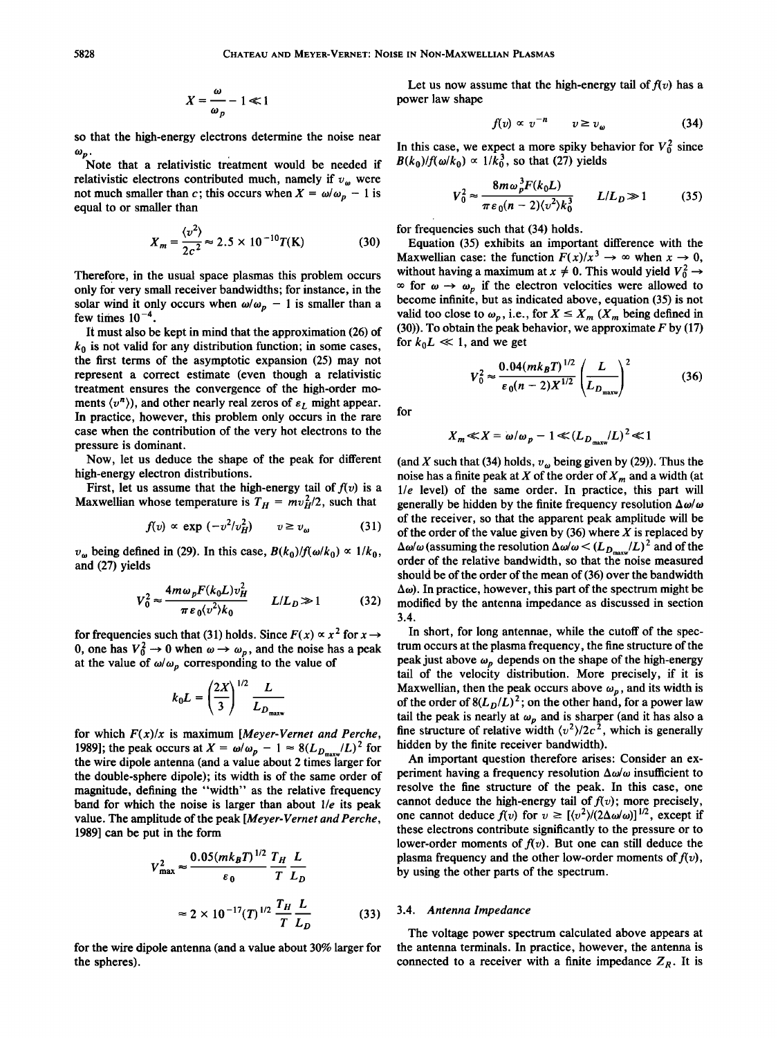$$X = \frac{\omega}{\omega_p} - 1 \ll 1$$

so that the high-energy electrons determine the noise near $\omega_p$.

Note that a relativistic treatment would be needed if relativistic electrons contributed much, namely if $v_\omega$ were not much smaller than $c$; this occurs when $X = \omega/\omega_p - 1$ is equal to or smaller than

$$X_m = \frac{\langle v^2 \rangle}{2c^2} \approx 2.5 \times 10^{-10} T(\mathrm{K}) \tag{30}$$

Therefore, in the usual space plasmas this problem occurs only for very small receiver bandwidths; for instance, in the solar wind it only occurs when $\omega/\omega_p - 1$ is smaller than a few times $10^{-4}$.

It must also be kept in mind that the approximation (26) of $k_0$ is not valid for any distribution function; in some cases, the first terms of the asymptotic expansion (25) may not represent a correct estimate (even though a relativistic treatment ensures the convergence of the high-order moments $\langle v^n \rangle$), and other nearly real zeros of $\varepsilon_L$ might appear. In practice, however, this problem only occurs in the rare case when the contribution of the very hot electrons to the pressure is dominant.

Now, let us deduce the shape of the peak for different high-energy electron distributions.

First, let us assume that the high-energy tail of $f(v)$ is a Maxwellian whose temperature is $T_H = mv_H^2/2$, such that

$$f(v) \propto \exp(-v^2/v_H^2) \qquad v \geq v_\omega \tag{31}$$

$v_\omega$ being defined in (29). In this case, $B(k_0)/f(\omega/k_0) \propto 1/k_0$, and (27) yields

$$V_0^2 \approx \frac{4m\omega_p F(k_0 L) v_H^2}{\pi \varepsilon_0 \langle v^2 \rangle k_0} \qquad L/L_D \gg 1 \tag{32}$$

for frequencies such that (31) holds. Since $F(x) \propto x^2$ for $x \to 0$, one has $V_0^2 \to 0$ when $\omega \to \omega_p$, and the noise has a peak at the value of $\omega/\omega_p$ corresponding to the value of

$$k_0 L = \left(\frac{2X}{3}\right)^{1/2} \frac{L}{L_{D_{\mathrm{maxw}}}}$$

for which $F(x)/x$ is maximum [*Meyer-Vernet and Perche*, 1989]; the peak occurs at $X = \omega/\omega_p - 1 \approx 8(L_{D_{\mathrm{maxw}}}/L)^2$ for the wire dipole antenna (and a value about 2 times larger for the double-sphere dipole); its width is of the same order of magnitude, defining the "width" as the relative frequency band for which the noise is larger than about $1/e$ its peak value. The amplitude of the peak [*Meyer-Vernet and Perche*, 1989] can be put in the form

$$V_{\max}^2 \approx \frac{0.05(mk_B T)^{1/2}}{\varepsilon_0} \frac{T_H}{T} \frac{L}{L_D}$$

$$\approx 2 \times 10^{-17} (T)^{1/2} \frac{T_H}{T} \frac{L}{L_D} \tag{33}$$

for the wire dipole antenna (and a value about 30% larger for the spheres).

Let us now assume that the high-energy tail of $f(v)$ has a power law shape

$$f(v) \propto v^{-n} \qquad v \geq v_\omega \tag{34}$$

In this case, we expect a more spiky behavior for $V_0^2$ since $B(k_0)/f(\omega/k_0) \propto 1/k_0^3$, so that (27) yields

$$V_0^2 \approx \frac{8m\omega_p^3 F(k_0 L)}{\pi \varepsilon_0 (n-2) \langle v^2 \rangle k_0^3} \qquad L/L_D \gg 1 \tag{35}$$

for frequencies such that (34) holds.

Equation (35) exhibits an important difference with the Maxwellian case: the function $F(x)/x^3 \to \infty$ when $x \to 0$, without having a maximum at $x \neq 0$. This would yield $V_0^2 \to \infty$ for $\omega \to \omega_p$ if the electron velocities were allowed to become infinite, but as indicated above, equation (35) is not valid too close to $\omega_p$, i.e., for $X \leq X_m$ ($X_m$ being defined in (30)). To obtain the peak behavior, we approximate $F$ by (17) for $k_0 L \ll 1$, and we get

$$V_0^2 \approx \frac{0.04(mk_B T)^{1/2}}{\varepsilon_0 (n-2) X^{1/2}} \left(\frac{L}{L_{D_{\mathrm{maxw}}}}\right)^2 \tag{36}$$

for

$$X_m \ll X = \omega/\omega_p - 1 \ll (L_{D_{\mathrm{maxw}}}/L)^2 \ll 1$$

(and $X$ such that (34) holds, $v_\omega$ being given by (29)). Thus the noise has a finite peak at $X$ of the order of $X_m$ and a width (at $1/e$ level) of the same order. In practice, this part will generally be hidden by the finite frequency resolution $\Delta\omega/\omega$ of the receiver, so that the apparent peak amplitude will be of the order of the value given by (36) where $X$ is replaced by $\Delta\omega/\omega$ (assuming the resolution $\Delta\omega/\omega < (L_{D_{\mathrm{maxw}}}/L)^2$ and of the order of the relative bandwidth, so that the noise measured should be of the order of the mean of (36) over the bandwidth $\Delta\omega$). In practice, however, this part of the spectrum might be modified by the antenna impedance as discussed in section 3.4.

In short, for long antennae, while the cutoff of the spectrum occurs at the plasma frequency, the fine structure of the peak just above $\omega_p$ depends on the shape of the high-energy tail of the velocity distribution. More precisely, if it is Maxwellian, then the peak occurs above $\omega_p$, and its width is of the order of $8(L_D/L)^2$; on the other hand, for a power law tail the peak is nearly at $\omega_p$ and is sharper (and it has also a fine structure of relative width $\langle v^2 \rangle / 2c^2$, which is generally hidden by the finite receiver bandwidth).

An important question therefore arises: Consider an experiment having a frequency resolution $\Delta\omega/\omega$ insufficient to resolve the fine structure of the peak. In this case, one cannot deduce the high-energy tail of $f(v)$; more precisely, one cannot deduce $f(v)$ for $v \gtrsim [\langle v^2 \rangle / (2\Delta\omega/\omega)]^{1/2}$, except if these electrons contribute significantly to the pressure or to lower-order moments of $f(v)$. But one can still deduce the plasma frequency and the other low-order moments of $f(v)$, by using the other parts of the spectrum.

### 3.4. Antenna Impedance

The voltage power spectrum calculated above appears at the antenna terminals. In practice, however, the antenna is connected to a receiver with a finite impedance $Z_R$. It is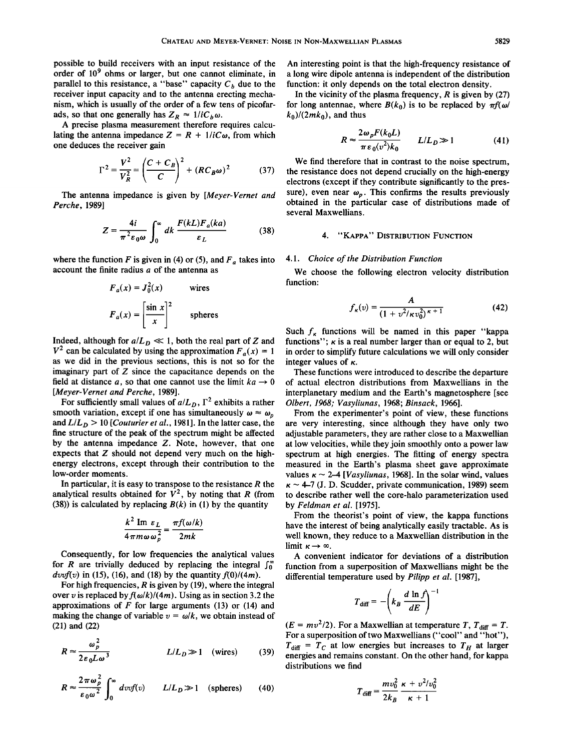possible to build receivers with an input resistance of the order of $10^9$ ohms or larger, but one cannot eliminate, in parallel to this resistance, a "base" capacity $C_b$ due to the receiver input capacity and to the antenna erecting mechanism, which is usually of the order of a few tens of picofarads, so that one generally has $Z_R \approx 1/iC_b\omega$.

A precise plasma measurement therefore requires calculating the antenna impedance $Z = R + 1/iC\omega$, from which one deduces the receiver gain

$$\Gamma^2 = \frac{V^2}{V_R^2} = \left(\frac{C + C_B}{C}\right)^2 + (RC_B\omega)^2 \tag{37}$$

The antenna impedance is given by [*Meyer-Vernet and Perche*, 1989]

$$Z = \frac{4i}{\pi^2 \varepsilon_0 \omega} \int_0^\infty dk \, \frac{F(kL)F_a(ka)}{\varepsilon_L} \tag{38}$$

where the function $F$ is given in (4) or (5), and $F_a$ takes into account the finite radius $a$ of the antenna as

$$F_a(x) = J_0^2(x) \qquad \text{wires}$$

$$F_a(x) = \left[\frac{\sin x}{x}\right]^2 \qquad \text{spheres}$$

Indeed, although for $a/L_D \ll 1$, both the real part of $Z$ and $V^2$ can be calculated by using the approximation $F_a(x) = 1$ as we did in the previous sections, this is not so for the imaginary part of $Z$ since the capacitance depends on the field at distance $a$, so that one cannot use the limit $ka \to 0$ [*Meyer-Vernet and Perche*, 1989].

For sufficiently small values of $a/L_D$, $\Gamma^2$ exhibits a rather smooth variation, except if one has simultaneously $\omega \approx \omega_p$ and $L/L_D > 10$ [*Couturier et al.*, 1981]. In the latter case, the fine structure of the peak of the spectrum might be affected by the antenna impedance $Z$. Note, however, that one expects that $Z$ should not depend very much on the high-energy electrons, except through their contribution to the low-order moments.

In particular, it is easy to transpose to the resistance $R$ the analytical results obtained for $V^2$, by noting that $R$ (from (38)) is calculated by replacing $B(k)$ in (1) by the quantity

$$\frac{k^2 \operatorname{Im} \varepsilon_L}{4\pi m\omega\omega_p^2} = \frac{\pi f(\omega/k)}{2mk}$$

Consequently, for low frequencies the analytical values for $R$ are trivially deduced by replacing the integral $\int_0^\infty dv v f(v)$ in (15), (16), and (18) by the quantity $f(0)/(4m)$.

For high frequencies, $R$ is given by (19), where the integral over $v$ is replaced by $f(\omega/k)/(4m)$. Using as in section 3.2 the approximations of $F$ for large arguments (13) or (14) and making the change of variable $v = \omega/k$, we obtain instead of (21) and (22)

$$R \approx \frac{\omega_p^2}{2\varepsilon_0 L\omega^3} \qquad L/L_D \gg 1 \quad \text{(wires)} \tag{39}$$

$$R \approx \frac{2\pi\omega_p^2}{\varepsilon_0\omega^2} \int_0^\infty dv v f(v) \qquad L/L_D \gg 1 \quad \text{(spheres)} \tag{40}$$

An interesting point is that the high-frequency resistance of a long wire dipole antenna is independent of the distribution function: it only depends on the total electron density.

In the vicinity of the plasma frequency, $R$ is given by (27) for long antennae, where $B(k_0)$ is to be replaced by $\pi f(\omega/k_0)/(2mk_0)$, and thus

$$R \approx \frac{2\omega_p F(k_0 L)}{\pi \varepsilon_0 \langle v^2 \rangle k_0} \qquad L/L_D \gg 1 \tag{41}$$

We find therefore that in contrast to the noise spectrum, the resistance does not depend crucially on the high-energy electrons (except if they contribute significantly to the pressure), even near $\omega_p$. This confirms the results previously obtained in the particular case of distributions made of several Maxwellians.

## 4. "Kappa" Distribution Function

### 4.1. *Choice of the Distribution Function*

We choose the following electron velocity distribution function:

$$f_\kappa(v) = \frac{A}{(1 + v^2/\kappa v_0^2)^{\kappa+1}} \tag{42}$$

Such $f_\kappa$ functions will be named in this paper "kappa functions"; $\kappa$ is a real number larger than or equal to 2, but in order to simplify future calculations we will only consider integer values of $\kappa$.

These functions were introduced to describe the departure of actual electron distributions from Maxwellians in the interplanetary medium and the Earth's magnetosphere [see *Olbert*, 1968; *Vasyliunas*, 1968; *Binsack*, 1966].

From the experimenter's point of view, these functions are very interesting, since although they have only two adjustable parameters, they are rather close to a Maxwellian at low velocities, while they join smoothly onto a power law spectrum at high energies. The fitting of energy spectra measured in the Earth's plasma sheet gave approximate values $\kappa \sim 2$–$4$ [*Vasyliunas*, 1968]. In the solar wind, values $\kappa \sim 4$–$7$ (J. D. Scudder, private communication, 1989) seem to describe rather well the core-halo parameterization used by *Feldman et al.* [1975].

From the theorist's point of view, the kappa functions have the interest of being analytically easily tractable. As is well known, they reduce to a Maxwellian distribution in the limit $\kappa \to \infty$.

A convenient indicator for deviations of a distribution function from a superposition of Maxwellians might be the differential temperature used by *Pilipp et al.* [1987],

$$T_{\text{diff}} = -\left(k_B \frac{d \ln f}{dE}\right)^{-1}$$

($E = mv^2/2$). For a Maxwellian at temperature $T$, $T_{\text{diff}} = T$. For a superposition of two Maxwellians ("cool" and "hot"), $T_{\text{diff}} = T_C$ at low energies but increases to $T_H$ at larger energies and remains constant. On the other hand, for kappa distributions we find

$$T_{\text{diff}} = \frac{mv_0^2}{2k_B} \frac{\kappa + v^2/v_0^2}{\kappa + 1}$$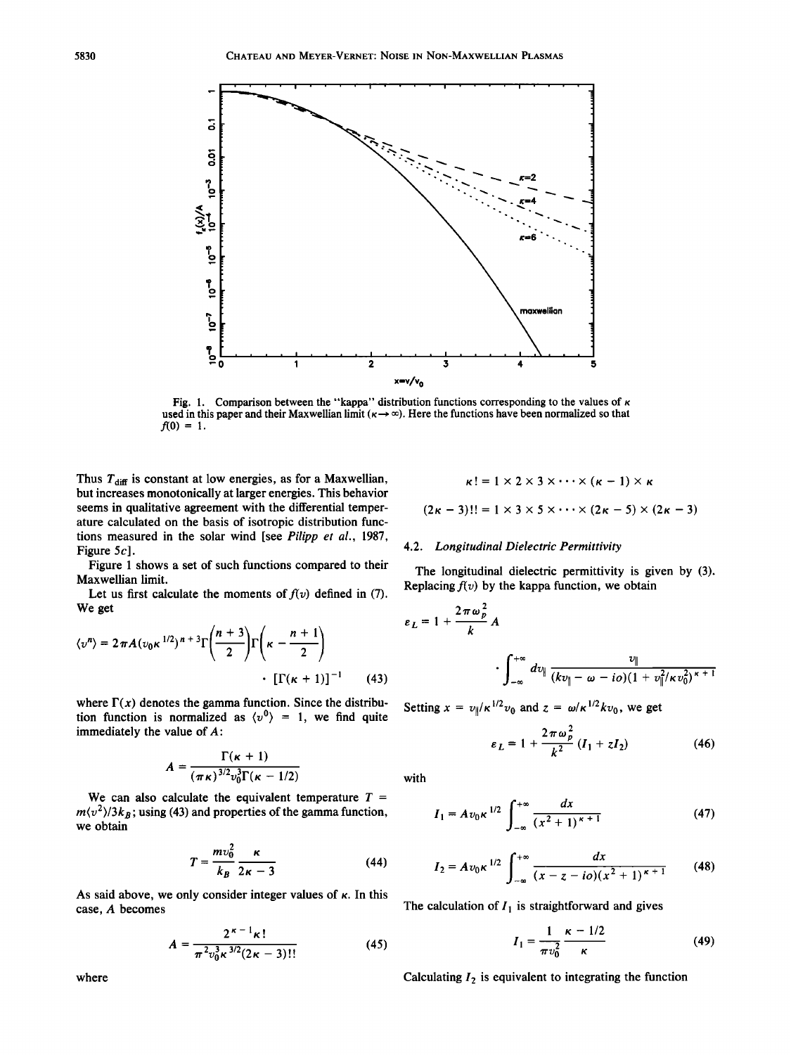Fig. 1. Comparison between the "kappa" distribution functions corresponding to the values of $\kappa$ used in this paper and their Maxwellian limit ($\kappa \to \infty$). Here the functions have been normalized so that $f(0) = 1$.

Thus $T_{\text{diff}}$ is constant at low energies, as for a Maxwellian, but increases monotonically at larger energies. This behavior seems in qualitative agreement with the differential temperature calculated on the basis of isotropic distribution functions measured in the solar wind [see *Pilipp et al.*, 1987, Figure 5*c*].

Figure 1 shows a set of such functions compared to their Maxwellian limit.

Let us first calculate the moments of $f(v)$ defined in (7). We get

$$\langle v^n \rangle = 2\pi A (v_0 \kappa^{1/2})^{n+3} \Gamma\left(\frac{n+3}{2}\right) \Gamma\left(\kappa - \frac{n+1}{2}\right) \cdot [\Gamma(\kappa+1)]^{-1} \quad (43)$$

where $\Gamma(x)$ denotes the gamma function. Since the distribution function is normalized as $\langle v^0 \rangle = 1$, we find quite immediately the value of $A$:

$$A = \frac{\Gamma(\kappa+1)}{(\pi\kappa)^{3/2} v_0^3 \Gamma(\kappa - 1/2)}$$

We can also calculate the equivalent temperature $T = m\langle v^2 \rangle / 3k_B$; using (43) and properties of the gamma function, we obtain

$$T = \frac{m v_0^2}{k_B} \frac{\kappa}{2\kappa - 3} \quad (44)$$

As said above, we only consider integer values of $\kappa$. In this case, $A$ becomes

$$A = \frac{2^{\kappa-1} \kappa!}{\pi^2 v_0^3 \kappa^{3/2} (2\kappa - 3)!!} \quad (45)$$

where

$$\kappa! = 1 \times 2 \times 3 \times \cdots \times (\kappa - 1) \times \kappa$$

$$(2\kappa - 3)!! = 1 \times 3 \times 5 \times \cdots \times (2\kappa - 5) \times (2\kappa - 3)$$

### 4.2. Longitudinal Dielectric Permittivity

The longitudinal dielectric permittivity is given by (3). Replacing $f(v)$ by the kappa function, we obtain

$$\varepsilon_L = 1 + \frac{2\pi\omega_p^2}{k} A \cdot \int_{-\infty}^{+\infty} dv_\parallel \frac{v_\parallel}{(kv_\parallel - \omega - io)(1 + v_\parallel^2/\kappa v_0^2)^{\kappa+1}}$$

Setting $x = v_\parallel / \kappa^{1/2} v_0$ and $z = \omega / \kappa^{1/2} k v_0$, we get

$$\varepsilon_L = 1 + \frac{2\pi\omega_p^2}{k^2}(I_1 + zI_2) \quad (46)$$

with

$$I_1 = A v_0 \kappa^{1/2} \int_{-\infty}^{+\infty} \frac{dx}{(x^2+1)^{\kappa+1}} \quad (47)$$

$$I_2 = A v_0 \kappa^{1/2} \int_{-\infty}^{+\infty} \frac{dx}{(x - z - io)(x^2+1)^{\kappa+1}} \quad (48)$$

The calculation of $I_1$ is straightforward and gives

$$I_1 = \frac{1}{\pi v_0^2} \frac{\kappa - 1/2}{\kappa} \quad (49)$$

Calculating $I_2$ is equivalent to integrating the function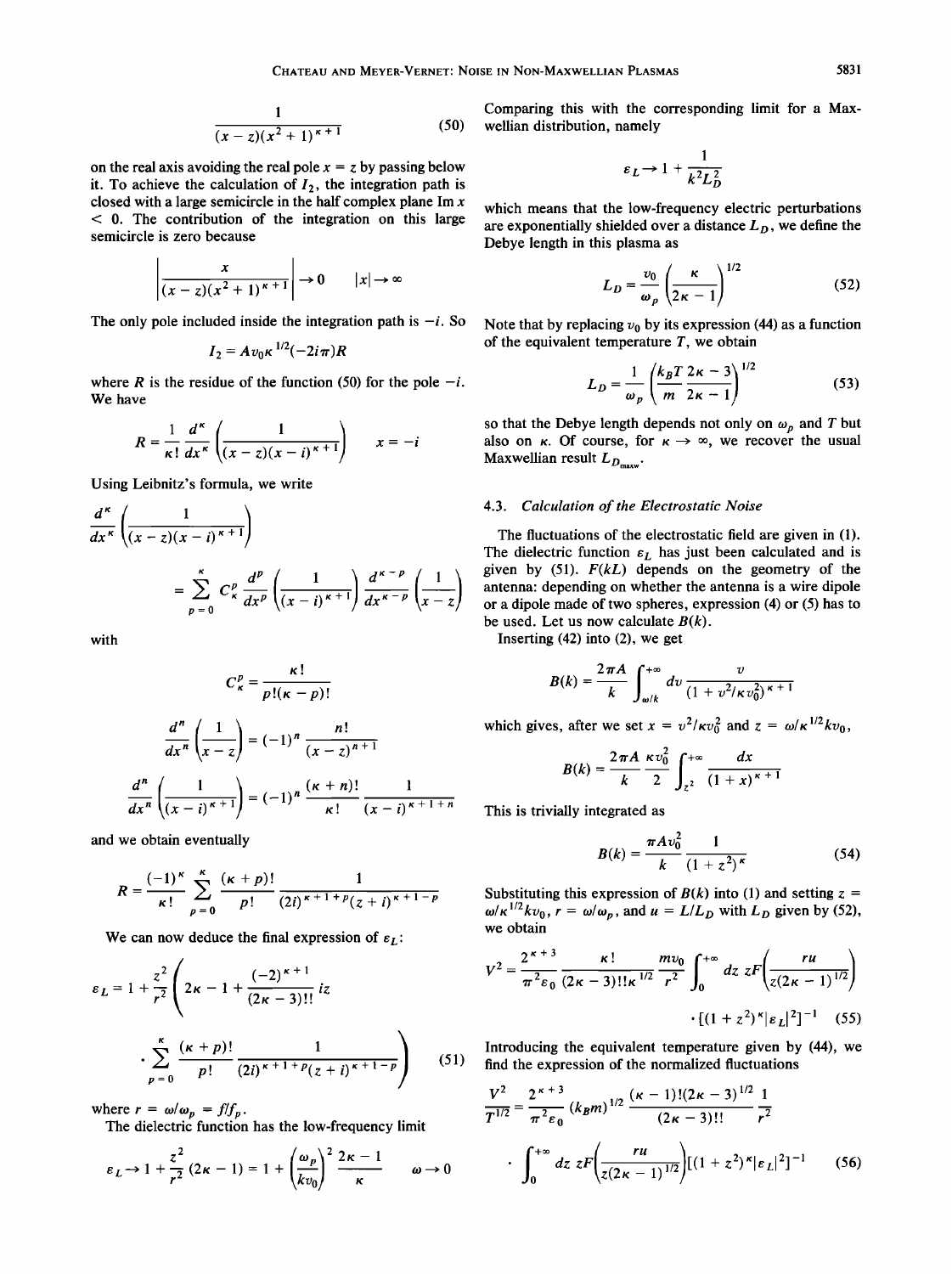$$\frac{1}{(x-z)(x^2+1)^{\kappa+1}} \tag{50}$$

on the real axis avoiding the real pole $x = z$ by passing below it. To achieve the calculation of $I_2$, the integration path is closed with a large semicircle in the half complex plane Im $x < 0$. The contribution of the integration on this large semicircle is zero because

$$\left|\frac{x}{(x-z)(x^2+1)^{\kappa+1}}\right| \rightarrow 0 \qquad |x| \rightarrow \infty$$

The only pole included inside the integration path is $-i$. So

$$I_2 = Av_0\kappa^{1/2}(-2i\pi)R$$

where $R$ is the residue of the function (50) for the pole $-i$. We have

$$R = \frac{1}{\kappa!}\frac{d^\kappa}{dx^\kappa}\left(\frac{1}{(x-z)(x-i)^{\kappa+1}}\right) \qquad x = -i$$

Using Leibnitz's formula, we write

$$\frac{d^\kappa}{dx^\kappa}\left(\frac{1}{(x-z)(x-i)^{\kappa+1}}\right) = \sum_{p=0}^{\kappa} C_\kappa^p \frac{d^p}{dx^p}\left(\frac{1}{(x-i)^{\kappa+1}}\right)\frac{d^{\kappa-p}}{dx^{\kappa-p}}\left(\frac{1}{x-z}\right)$$

with

$$C_\kappa^p = \frac{\kappa!}{p!(\kappa-p)!}$$

$$\frac{d^n}{dx^n}\left(\frac{1}{x-z}\right) = (-1)^n\frac{n!}{(x-z)^{n+1}}$$

$$\frac{d^n}{dx^n}\left(\frac{1}{(x-i)^{\kappa+1}}\right) = (-1)^n\frac{(\kappa+n)!}{\kappa!}\frac{1}{(x-i)^{\kappa+1+n}}$$

and we obtain eventually

$$R = \frac{(-1)^\kappa}{\kappa!}\sum_{p=0}^{\kappa}\frac{(\kappa+p)!}{p!}\frac{1}{(2i)^{\kappa+1+p}(z+i)^{\kappa+1-p}}$$

We can now deduce the final expression of $\varepsilon_L$:

$$\varepsilon_L = 1 + \frac{z^2}{r^2}\left(2\kappa - 1 + \frac{(-2)^{\kappa+1}}{(2\kappa-3)!!}iz \cdot \sum_{p=0}^{\kappa}\frac{(\kappa+p)!}{p!}\frac{1}{(2i)^{\kappa+1+p}(z+i)^{\kappa+1-p}}\right) \tag{51}$$

where $r = \omega/\omega_p = f/f_p$.

The dielectric function has the low-frequency limit

$$\varepsilon_L \rightarrow 1 + \frac{z^2}{r^2}(2\kappa-1) = 1 + \left(\frac{\omega_p}{kv_0}\right)^2\frac{2\kappa-1}{\kappa} \qquad \omega \rightarrow 0$$

Comparing this with the corresponding limit for a Maxwellian distribution, namely

$$\varepsilon_L \rightarrow 1 + \frac{1}{k^2L_D^2}$$

which means that the low-frequency electric perturbations are exponentially shielded over a distance $L_D$, we define the Debye length in this plasma as

$$L_D = \frac{v_0}{\omega_p}\left(\frac{\kappa}{2\kappa-1}\right)^{1/2} \tag{52}$$

Note that by replacing $v_0$ by its expression (44) as a function of the equivalent temperature $T$, we obtain

$$L_D = \frac{1}{\omega_p}\left(\frac{k_BT}{m}\frac{2\kappa-3}{2\kappa-1}\right)^{1/2} \tag{53}$$

so that the Debye length depends not only on $\omega_p$ and $T$ but also on $\kappa$. Of course, for $\kappa \rightarrow \infty$, we recover the usual Maxwellian result $L_{D_{\text{maxw}}}$.

### 4.3. Calculation of the Electrostatic Noise

The fluctuations of the electrostatic field are given in (1). The dielectric function $\varepsilon_L$ has just been calculated and is given by (51). $F(kL)$ depends on the geometry of the antenna: depending on whether the antenna is a wire dipole or a dipole made of two spheres, expression (4) or (5) has to be used. Let us now calculate $B(k)$.

Inserting (42) into (2), we get

$$B(k) = \frac{2\pi A}{k}\int_{\omega/k}^{+\infty} dv \frac{v}{(1 + v^2/\kappa v_0^2)^{\kappa+1}}$$

which gives, after we set $x = v^2/\kappa v_0^2$ and $z = \omega/\kappa^{1/2}kv_0$,

$$B(k) = \frac{2\pi A}{k}\frac{\kappa v_0^2}{2}\int_{z^2}^{+\infty}\frac{dx}{(1+x)^{\kappa+1}}$$

This is trivially integrated as

$$B(k) = \frac{\pi A v_0^2}{k}\frac{1}{(1+z^2)^\kappa} \tag{54}$$

Substituting this expression of $B(k)$ into (1) and setting $z = \omega/\kappa^{1/2}kv_0$, $r = \omega/\omega_p$, and $u = L/L_D$ with $L_D$ given by (52), we obtain

$$V^2 = \frac{2^{\kappa+3}}{\pi^2\varepsilon_0}\frac{\kappa!}{(2\kappa-3)!!\kappa^{1/2}}\frac{mv_0}{r^2}\int_0^{+\infty} dz\, zF\left(\frac{ru}{z(2\kappa-1)^{1/2}}\right) \cdot [(1+z^2)^\kappa|\varepsilon_L|^2]^{-1} \tag{55}$$

Introducing the equivalent temperature given by (44), we find the expression of the normalized fluctuations

$$\frac{V^2}{T^{1/2}} = \frac{2^{\kappa+3}}{\pi^2\varepsilon_0}(k_Bm)^{1/2}\frac{(\kappa-1)!(2\kappa-3)^{1/2}}{(2\kappa-3)!!}\frac{1}{r^2} \cdot \int_0^{+\infty} dz\, zF\left(\frac{ru}{z(2\kappa-1)^{1/2}}\right)[(1+z^2)^\kappa|\varepsilon_L|^2]^{-1} \tag{56}$$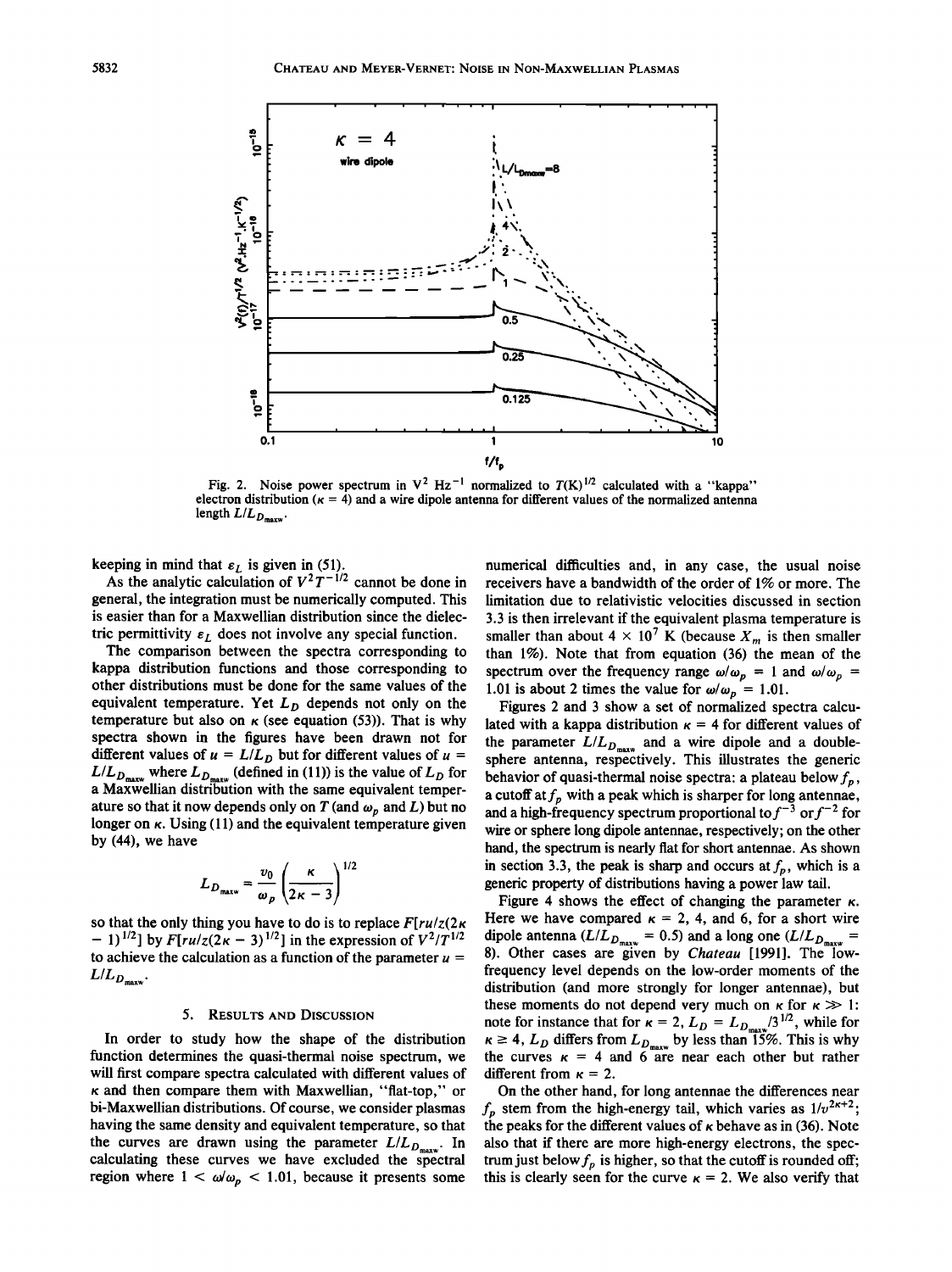Fig. 2. Noise power spectrum in $V^2$ $Hz^{-1}$ normalized to $T(K)^{1/2}$ calculated with a "kappa" electron distribution ($\kappa = 4$) and a wire dipole antenna for different values of the normalized antenna length $L/L_{D_{maxw}}$.

keeping in mind that $\varepsilon_L$ is given in (51).

As the analytic calculation of $V^2 T^{-1/2}$ cannot be done in general, the integration must be numerically computed. This is easier than for a Maxwellian distribution since the dielectric permittivity $\varepsilon_L$ does not involve any special function.

The comparison between the spectra corresponding to kappa distribution functions and those corresponding to other distributions must be done for the same values of the equivalent temperature. Yet $L_D$ depends not only on the temperature but also on $\kappa$ (see equation (53)). That is why spectra shown in the figures have been drawn not for different values of $u = L/L_D$ but for different values of $u = L/L_{D_{maxw}}$ where $L_{D_{maxw}}$ (defined in (11)) is the value of $L_D$ for a Maxwellian distribution with the same equivalent temperature so that it now depends only on $T$ (and $\omega_p$ and $L$) but no longer on $\kappa$. Using (11) and the equivalent temperature given by (44), we have

$$L_{D_{maxw}} = \frac{v_0}{\omega_p}\left(\frac{\kappa}{2\kappa - 3}\right)^{1/2}$$

so that the only thing you have to do is to replace $F[ru/z(2\kappa - 1)^{1/2}]$ by $F[ru/z(2\kappa - 3)^{1/2}]$ in the expression of $V^2/T^{1/2}$ to achieve the calculation as a function of the parameter $u = L/L_{D_{maxw}}$.

## 5. Results and Discussion

In order to study how the shape of the distribution function determines the quasi-thermal noise spectrum, we will first compare spectra calculated with different values of $\kappa$ and then compare them with Maxwellian, "flat-top," or bi-Maxwellian distributions. Of course, we consider plasmas having the same density and equivalent temperature, so that the curves are drawn using the parameter $L/L_{D_{maxw}}$. In calculating these curves we have excluded the spectral region where $1 < \omega/\omega_p < 1.01$, because it presents some numerical difficulties and, in any case, the usual noise receivers have a bandwidth of the order of 1% or more. The limitation due to relativistic velocities discussed in section 3.3 is then irrelevant if the equivalent plasma temperature is smaller than about $4 \times 10^7$ K (because $X_m$ is then smaller than 1%). Note that from equation (36) the mean of the spectrum over the frequency range $\omega/\omega_p = 1$ and $\omega/\omega_p = 1.01$ is about 2 times the value for $\omega/\omega_p = 1.01$.

Figures 2 and 3 show a set of normalized spectra calculated with a kappa distribution $\kappa = 4$ for different values of the parameter $L/L_{D_{maxw}}$ and a wire dipole and a double-sphere antenna, respectively. This illustrates the generic behavior of quasi-thermal noise spectra: a plateau below $f_p$, a cutoff at $f_p$ with a peak which is sharper for long antennae, and a high-frequency spectrum proportional to $f^{-3}$ or $f^{-2}$ for wire or sphere long dipole antennae, respectively; on the other hand, the spectrum is nearly flat for short antennae. As shown in section 3.3, the peak is sharp and occurs at $f_p$, which is a generic property of distributions having a power law tail.

Figure 4 shows the effect of changing the parameter $\kappa$. Here we have compared $\kappa = 2$, 4, and 6, for a short wire dipole antenna ($L/L_{D_{maxw}} = 0.5$) and a long one ($L/L_{D_{maxw}} = 8$). Other cases are given by *Chateau* [1991]. The low-frequency level depends on the low-order moments of the distribution (and more strongly for longer antennae), but these moments do not depend very much on $\kappa$ for $\kappa \gg 1$: note for instance that for $\kappa = 2$, $L_D = L_{D_{maxw}}/3^{1/2}$, while for $\kappa \geq 4$, $L_D$ differs from $L_{D_{maxw}}$ by less than 15%. This is why the curves $\kappa = 4$ and 6 are near each other but rather different from $\kappa = 2$.

On the other hand, for long antennae the differences near $f_p$ stem from the high-energy tail, which varies as $1/v^{2\kappa+2}$; the peaks for the different values of $\kappa$ behave as in (36). Note also that if there are more high-energy electrons, the spectrum just below $f_p$ is higher, so that the cutoff is rounded off; this is clearly seen for the curve $\kappa = 2$. We also verify that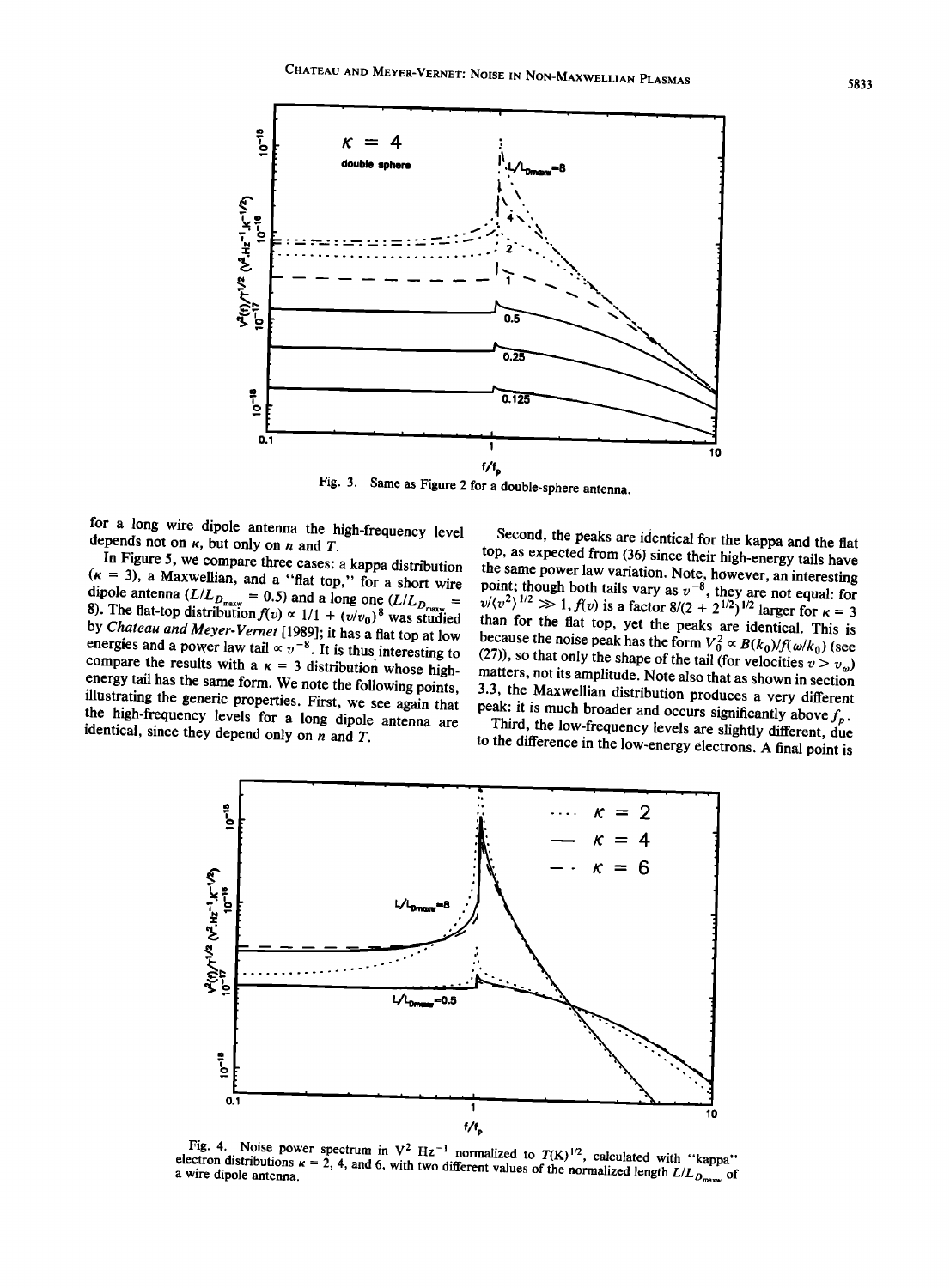Fig. 3. Same as Figure 2 for a double-sphere antenna.

for a long wire dipole antenna the high-frequency level depends not on $\kappa$, but only on $n$ and $T$.

In Figure 5, we compare three cases: a kappa distribution ($\kappa = 3$), a Maxwellian, and a "flat top," for a short wire dipole antenna ($L/L_{D_{maxw}} = 0.5$) and a long one ($L/L_{D_{maxw}} = 8$). The flat-top distribution $f(v) \propto 1/1 + (v/v_0)^8$ was studied by *Chateau and Meyer-Vernet* [1989]; it has a flat top at low energies and a power law tail $\propto v^{-8}$. It is thus interesting to compare the results with a $\kappa = 3$ distribution whose high-energy tail has the same form. We note the following points, illustrating the generic properties. First, we see again that the high-frequency levels for a long dipole antenna are identical, since they depend only on $n$ and $T$.

Second, the peaks are identical for the kappa and the flat top, as expected from (36) since their high-energy tails have the same power law variation. Note, however, an interesting point; though both tails vary as $v^{-8}$, they are not equal: for $v/\langle v^2 \rangle^{1/2} \gg 1$, $f(v)$ is a factor $8/(2 + 2^{1/2})^{1/2}$ larger for $\kappa = 3$ than for the flat top, yet the peaks are identical. This is because the noise peak has the form $V_0^2 \propto B(k_0)/f(\omega/k_0)$ (see (27)), so that only the shape of the tail (for velocities $v > v_\omega$) matters, not its amplitude. Note also that as shown in section 3.3, the Maxwellian distribution produces a very different peak: it is much broader and occurs significantly above $f_p$.

Third, the low-frequency levels are slightly different, due to the difference in the low-energy electrons. A final point is

Fig. 4. Noise power spectrum in $V^2$ $Hz^{-1}$ normalized to $T(K)^{1/2}$, calculated with "kappa" electron distributions $\kappa = 2$, 4, and 6, with two different values of the normalized length $L/L_{D_{maxw}}$ of a wire dipole antenna.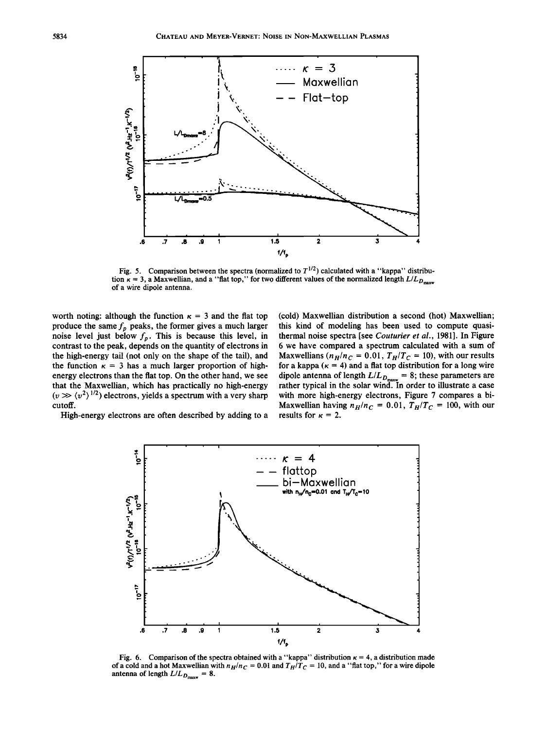Fig. 5. Comparison between the spectra (normalized to $T^{1/2}$) calculated with a "kappa" distribution $\kappa = 3$, a Maxwellian, and a "flat top," for two different values of the normalized length $L/L_{D_{maxw}}$ of a wire dipole antenna.

worth noting: although the function $\kappa = 3$ and the flat top produce the same $f_p$ peaks, the former gives a much larger noise level just below $f_p$. This is because this level, in contrast to the peak, depends on the quantity of electrons in the high-energy tail (not only on the shape of the tail), and the function $\kappa = 3$ has a much larger proportion of high-energy electrons than the flat top. On the other hand, we see that the Maxwellian, which has practically no high-energy ($v \gg \langle v^2 \rangle^{1/2}$) electrons, yields a spectrum with a very sharp cutoff.

High-energy electrons are often described by adding to a (cold) Maxwellian distribution a second (hot) Maxwellian; this kind of modeling has been used to compute quasi-thermal noise spectra [see *Couturier et al.*, 1981]. In Figure 6 we have compared a spectrum calculated with a sum of Maxwellians ($n_H/n_C = 0.01$, $T_H/T_C = 10$), with our results for a kappa ($\kappa = 4$) and a flat top distribution for a long wire dipole antenna of length $L/L_{D_{maxw}} = 8$; these parameters are rather typical in the solar wind. In order to illustrate a case with more high-energy electrons, Figure 7 compares a bi-Maxwellian having $n_H/n_C = 0.01$, $T_H/T_C = 100$, with our results for $\kappa = 2$.

Fig. 6. Comparison of the spectra obtained with a "kappa" distribution $\kappa = 4$, a distribution made of a cold and a hot Maxwellian with $n_H/n_C = 0.01$ and $T_H/T_C = 10$, and a "flat top," for a wire dipole antenna of length $L/L_{D_{maxw}} = 8$.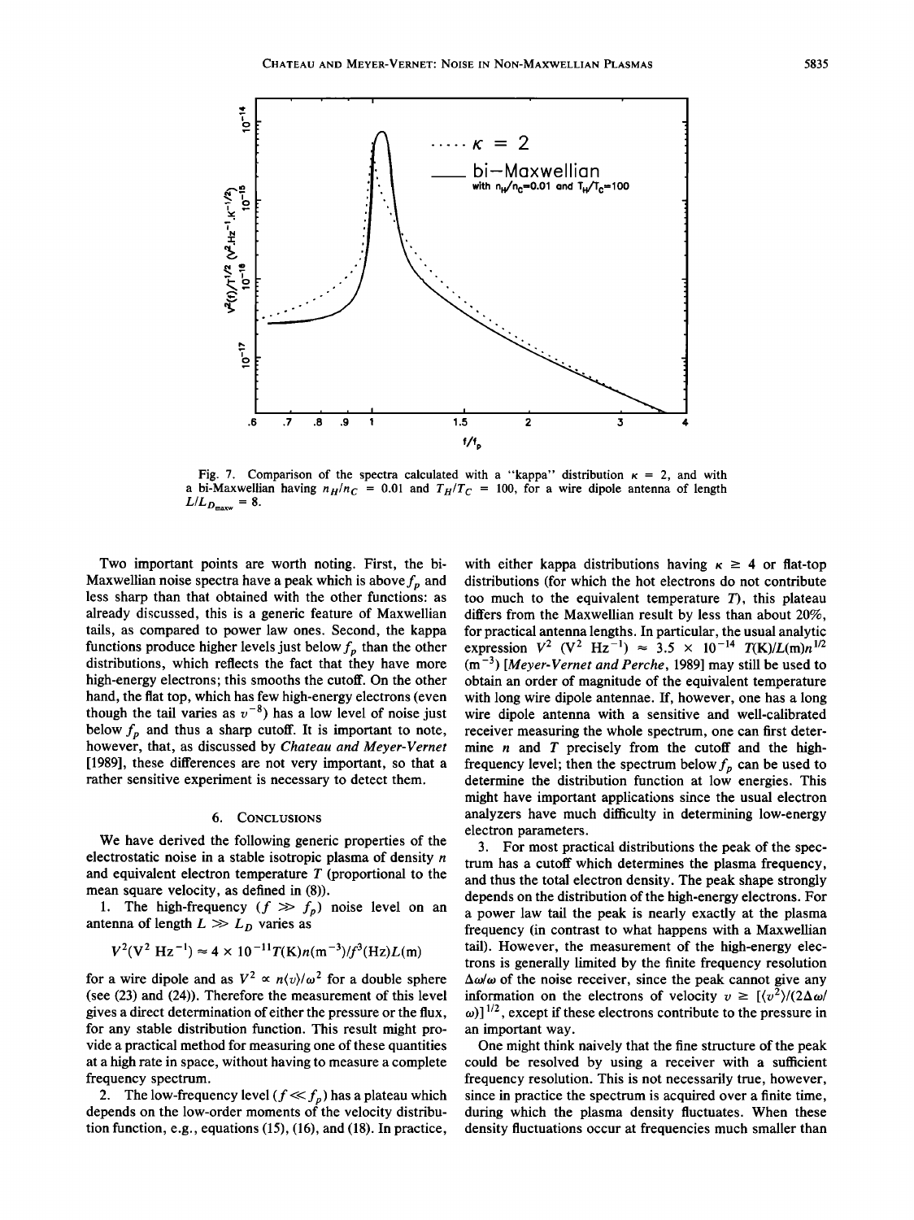Fig. 7. Comparison of the spectra calculated with a "kappa" distribution $\kappa = 2$, and with a bi-Maxwellian having $n_H/n_C = 0.01$ and $T_H/T_C = 100$, for a wire dipole antenna of length $L/L_{D_{maxw}} = 8$.

Two important points are worth noting. First, the bi-Maxwellian noise spectra have a peak which is above $f_p$ and less sharp than that obtained with the other functions: as already discussed, this is a generic feature of Maxwellian tails, as compared to power law ones. Second, the kappa functions produce higher levels just below $f_p$ than the other distributions, which reflects the fact that they have more high-energy electrons; this smooths the cutoff. On the other hand, the flat top, which has few high-energy electrons (even though the tail varies as $v^{-8}$) has a low level of noise just below $f_p$ and thus a sharp cutoff. It is important to note, however, that, as discussed by *Chateau and Meyer-Vernet* [1989], these differences are not very important, so that a rather sensitive experiment is necessary to detect them.

## 6. Conclusions

We have derived the following generic properties of the electrostatic noise in a stable isotropic plasma of density $n$ and equivalent electron temperature $T$ (proportional to the mean square velocity, as defined in (8)).

1. The high-frequency ($f \gg f_p$) noise level on an antenna of length $L \gg L_D$ varies as

$$V^2(\mathrm{V^2\ Hz^{-1}}) \approx 4 \times 10^{-11} T(\mathrm{K}) n(\mathrm{m^{-3}})/f^3(\mathrm{Hz}) L(\mathrm{m})$$

for a wire dipole and as $V^2 \propto n\langle v \rangle/\omega^2$ for a double sphere (see (23) and (24)). Therefore the measurement of this level gives a direct determination of either the pressure or the flux, for any stable distribution function. This result might provide a practical method for measuring one of these quantities at a high rate in space, without having to measure a complete frequency spectrum.

2. The low-frequency level ($f \ll f_p$) has a plateau which depends on the low-order moments of the velocity distribution function, e.g., equations (15), (16), and (18). In practice, with either kappa distributions having $\kappa \geq 4$ or flat-top distributions (for which the hot electrons do not contribute too much to the equivalent temperature $T$), this plateau differs from the Maxwellian result by less than about 20%, for practical antenna lengths. In particular, the usual analytic expression $V^2$ ($\mathrm{V^2\ Hz^{-1}}$) $\approx 3.5 \times 10^{-14}$ $T(\mathrm{K})/L(\mathrm{m})n^{1/2}$ ($\mathrm{m^{-3}}$) [*Meyer-Vernet and Perche*, 1989] may still be used to obtain an order of magnitude of the equivalent temperature with long wire dipole antennae. If, however, one has a long wire dipole antenna with a sensitive and well-calibrated receiver measuring the whole spectrum, one can first determine $n$ and $T$ precisely from the cutoff and the high-frequency level; then the spectrum below $f_p$ can be used to determine the distribution function at low energies. This might have important applications since the usual electron analyzers have much difficulty in determining low-energy electron parameters.

3. For most practical distributions the peak of the spectrum has a cutoff which determines the plasma frequency, and thus the total electron density. The peak shape strongly depends on the distribution of the high-energy electrons. For a power law tail the peak is nearly exactly at the plasma frequency (in contrast to what happens with a Maxwellian tail). However, the measurement of the high-energy electrons is generally limited by the finite frequency resolution $\Delta\omega/\omega$ of the noise receiver, since the peak cannot give any information on the electrons of velocity $v \geq [\langle v^2 \rangle/(2\Delta\omega/\omega)]^{1/2}$, except if these electrons contribute to the pressure in an important way.

One might think naively that the fine structure of the peak could be resolved by using a receiver with a sufficient frequency resolution. This is not necessarily true, however, since in practice the spectrum is acquired over a finite time, during which the plasma density fluctuates. When these density fluctuations occur at frequencies much smaller than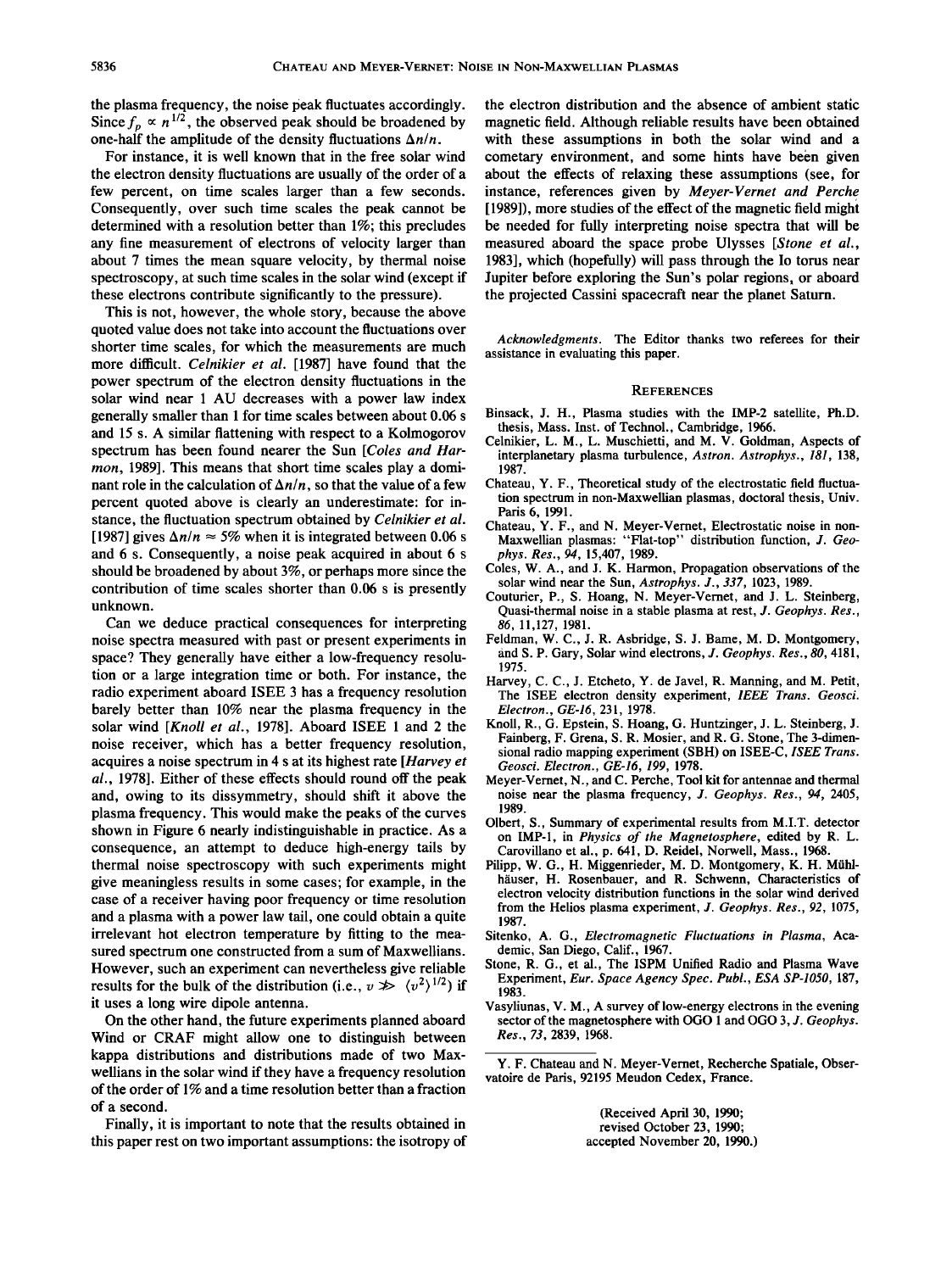the plasma frequency, the noise peak fluctuates accordingly. Since $f_p \propto n^{1/2}$, the observed peak should be broadened by one-half the amplitude of the density fluctuations $\Delta n/n$.

For instance, it is well known that in the free solar wind the electron density fluctuations are usually of the order of a few percent, on time scales larger than a few seconds. Consequently, over such time scales the peak cannot be determined with a resolution better than 1%; this precludes any fine measurement of electrons of velocity larger than about 7 times the mean square velocity, by thermal noise spectroscopy, at such time scales in the solar wind (except if these electrons contribute significantly to the pressure).

This is not, however, the whole story, because the above quoted value does not take into account the fluctuations over shorter time scales, for which the measurements are much more difficult. *Celnikier et al.* [1987] have found that the power spectrum of the electron density fluctuations in the solar wind near 1 AU decreases with a power law index generally smaller than 1 for time scales between about 0.06 s and 15 s. A similar flattening with respect to a Kolmogorov spectrum has been found nearer the Sun [*Coles and Harmon*, 1989]. This means that short time scales play a dominant role in the calculation of $\Delta n/n$, so that the value of a few percent quoted above is clearly an underestimate: for instance, the fluctuation spectrum obtained by *Celnikier et al.* [1987] gives $\Delta n/n \approx 5\%$ when it is integrated between 0.06 s and 6 s. Consequently, a noise peak acquired in about 6 s should be broadened by about 3%, or perhaps more since the contribution of time scales shorter than 0.06 s is presently unknown.

Can we deduce practical consequences for interpreting noise spectra measured with past or present experiments in space? They generally have either a low-frequency resolution or a large integration time or both. For instance, the radio experiment aboard ISEE 3 has a frequency resolution barely better than 10% near the plasma frequency in the solar wind [*Knoll et al.*, 1978]. Aboard ISEE 1 and 2 the noise receiver, which has a better frequency resolution, acquires a noise spectrum in 4 s at its highest rate [*Harvey et al.*, 1978]. Either of these effects should round off the peak and, owing to its dissymmetry, should shift it above the plasma frequency. This would make the peaks of the curves shown in Figure 6 nearly indistinguishable in practice. As a consequence, an attempt to deduce high-energy tails by thermal noise spectroscopy with such experiments might give meaningless results in some cases; for example, in the case of a receiver having poor frequency or time resolution and a plasma with a power law tail, one could obtain a quite irrelevant hot electron temperature by fitting to the measured spectrum one constructed from a sum of Maxwellians. However, such an experiment can nevertheless give reliable results for the bulk of the distribution (i.e., $v \gg \langle v^2 \rangle^{1/2}$) if it uses a long wire dipole antenna.

On the other hand, the future experiments planned aboard Wind or CRAF might allow one to distinguish between kappa distributions and distributions made of two Maxwellians in the solar wind if they have a frequency resolution of the order of 1% and a time resolution better than a fraction of a second.

Finally, it is important to note that the results obtained in this paper rest on two important assumptions: the isotropy of the electron distribution and the absence of ambient static magnetic field. Although reliable results have been obtained with these assumptions in both the solar wind and a cometary environment, and some hints have been given about the effects of relaxing these assumptions (see, for instance, references given by *Meyer-Vernet and Perche* [1989]), more studies of the effect of the magnetic field might be needed for fully interpreting noise spectra that will be measured aboard the space probe Ulysses [*Stone et al.*, 1983], which (hopefully) will pass through the Io torus near Jupiter before exploring the Sun's polar regions, or aboard the projected Cassini spacecraft near the planet Saturn.

*Acknowledgments.* The Editor thanks two referees for their assistance in evaluating this paper.

## References

Binsack, J. H., Plasma studies with the IMP-2 satellite, Ph.D. thesis, Mass. Inst. of Technol., Cambridge, 1966.

Celnikier, L. M., L. Muschietti, and M. V. Goldman, Aspects of interplanetary plasma turbulence, *Astron. Astrophys.*, *181*, 138, 1987.

Chateau, Y. F., Theoretical study of the electrostatic field fluctuation spectrum in non-Maxwellian plasmas, doctoral thesis, Univ. Paris 6, 1991.

Chateau, Y. F., and N. Meyer-Vernet, Electrostatic noise in non-Maxwellian plasmas: "Flat-top" distribution function, *J. Geophys. Res.*, *94*, 15,407, 1989.

Coles, W. A., and J. K. Harmon, Propagation observations of the solar wind near the Sun, *Astrophys. J.*, *337*, 1023, 1989.

Couturier, P., S. Hoang, N. Meyer-Vernet, and J. L. Steinberg, Quasi-thermal noise in a stable plasma at rest, *J. Geophys. Res.*, *86*, 11,127, 1981.

Feldman, W. C., J. R. Asbridge, S. J. Bame, M. D. Montgomery, and S. P. Gary, Solar wind electrons, *J. Geophys. Res.*, *80*, 4181, 1975.

Harvey, C. C., J. Etcheto, Y. de Javel, R. Manning, and M. Petit, The ISEE electron density experiment, *IEEE Trans. Geosci. Electron.*, *GE-16*, 231, 1978.

Knoll, R., G. Epstein, S. Hoang, G. Huntzinger, J. L. Steinberg, J. Fainberg, F. Grena, S. R. Mosier, and R. G. Stone, The 3-dimensional radio mapping experiment (SBH) on ISEE-C, *IEEE Trans. Geosci. Electron.*, *GE-16*, 199, 1978.

Meyer-Vernet, N., and C. Perche, Tool kit for antennae and thermal noise near the plasma frequency, *J. Geophys. Res.*, *94*, 2405, 1989.

Olbert, S., Summary of experimental results from M.I.T. detector on IMP-1, in *Physics of the Magnetosphere*, edited by R. L. Carovillano et al., p. 641, D. Reidel, Norwell, Mass., 1968.

Pilipp, W. G., H. Miggenrieder, M. D. Montgomery, K. H. Mühlhäuser, H. Rosenbauer, and R. Schwenn, Characteristics of electron velocity distribution functions in the solar wind derived from the Helios plasma experiment, *J. Geophys. Res.*, *92*, 1075, 1987.

Sitenko, A. G., *Electromagnetic Fluctuations in Plasma*, Academic, San Diego, Calif., 1967.

Stone, R. G., et al., The ISPM Unified Radio and Plasma Wave Experiment, *Eur. Space Agency Spec. Publ.*, *ESA SP-1050*, 187, 1983.

Vasyliunas, V. M., A survey of low-energy electrons in the evening sector of the magnetosphere with OGO 1 and OGO 3, *J. Geophys. Res.*, *73*, 2839, 1968.

Y. F. Chateau and N. Meyer-Vernet, Recherche Spatiale, Observatoire de Paris, 92195 Meudon Cedex, France.

(Received April 30, 1990;
revised October 23, 1990;
accepted November 20, 1990.)